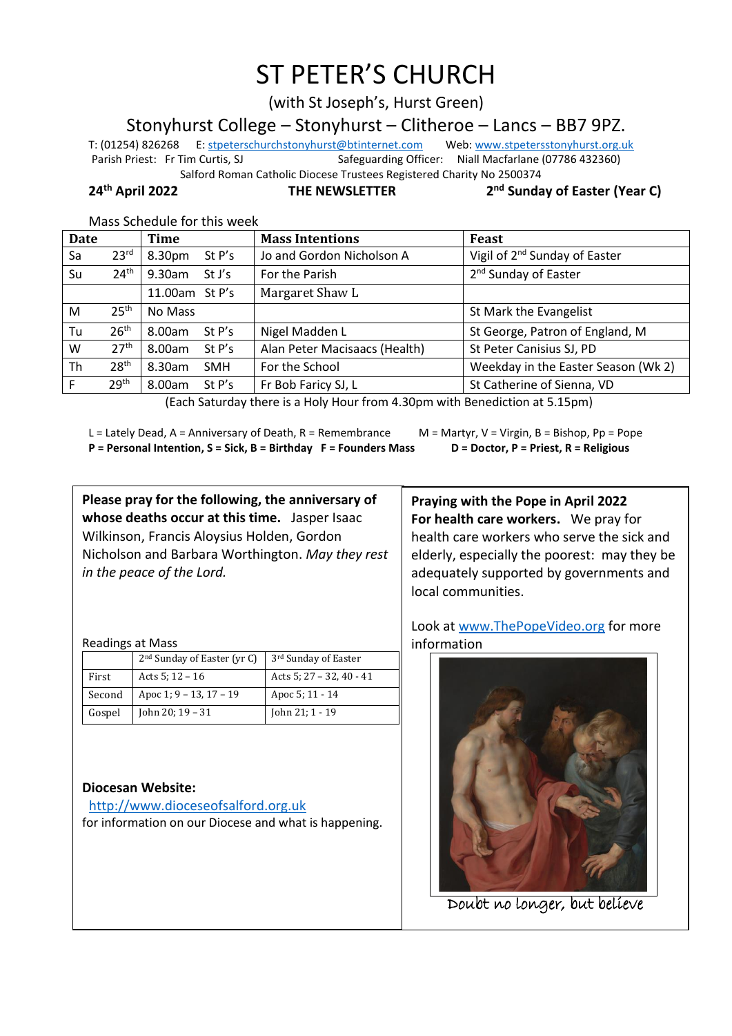# ST PETER'S CHURCH

(with St Joseph's, Hurst Green)

Stonyhurst College – Stonyhurst – Clitheroe – Lancs – BB7 9PZ.

T: (01254) 826268 E: stpeterschurchstonyhurst@btinternet.com Web: www.stpetersstonyhurst.org.uk

Parish Priest: Fr Tim Curtis, SJ Safeguarding Officer: Niall Macfarlane (07786 432360)

Salford Roman Catholic Diocese Trustees Registered Charity No 2500374

**24th April 2022** **THE NEWSLETTER** **2nd Sunday of Easter (Year C)**

Mass Schedule for this week

| Date | | Time | | Mass Intentions | Feast |
|---|---|---|---|---|---|
| Sa | 23rd | 8.30pm | St P's | Jo and Gordon Nicholson A | Vigil of 2nd Sunday of Easter |
| Su | 24th | 9.30am | St J's | For the Parish | 2nd Sunday of Easter |
| | | 11.00am | St P's | Margaret Shaw L | |
| M | 25th | No Mass | | | St Mark the Evangelist |
| Tu | 26th | 8.00am | St P's | Nigel Madden L | St George, Patron of England, M |
| W | 27th | 8.00am | St P's | Alan Peter Macisaacs (Health) | St Peter Canisius SJ, PD |
| Th | 28th | 8.30am | SMH | For the School | Weekday in the Easter Season (Wk 2) |
| F | 29th | 8.00am | St P's | Fr Bob Faricy SJ, L | St Catherine of Sienna, VD |

(Each Saturday there is a Holy Hour from 4.30pm with Benediction at 5.15pm)

L = Lately Dead, A = Anniversary of Death, R = Remembrance M = Martyr, V = Virgin, B = Bishop, Pp = Pope
**P = Personal Intention, S = Sick, B = Birthday F = Founders Mass D = Doctor, P = Priest, R = Religious**

**Please pray for the following, the anniversary of whose deaths occur at this time.** Jasper Isaac Wilkinson, Francis Aloysius Holden, Gordon Nicholson and Barbara Worthington. *May they rest in the peace of the Lord.*

Readings at Mass

| | 2nd Sunday of Easter (yr C) | 3rd Sunday of Easter |
|---|---|---|
| First | Acts 5; 12 – 16 | Acts 5; 27 – 32, 40 - 41 |
| Second | Apoc 1; 9 – 13, 17 – 19 | Apoc 5; 11 - 14 |
| Gospel | John 20; 19 – 31 | John 21; 1 - 19 |

**Diocesan Website:**
http://www.dioceseofsalford.org.uk
for information on our Diocese and what is happening.

**Praying with the Pope in April 2022**
**For health care workers.** We pray for health care workers who serve the sick and elderly, especially the poorest: may they be adequately supported by governments and local communities.

Look at www.ThePopeVideo.org for more information

Doubt no longer, but believe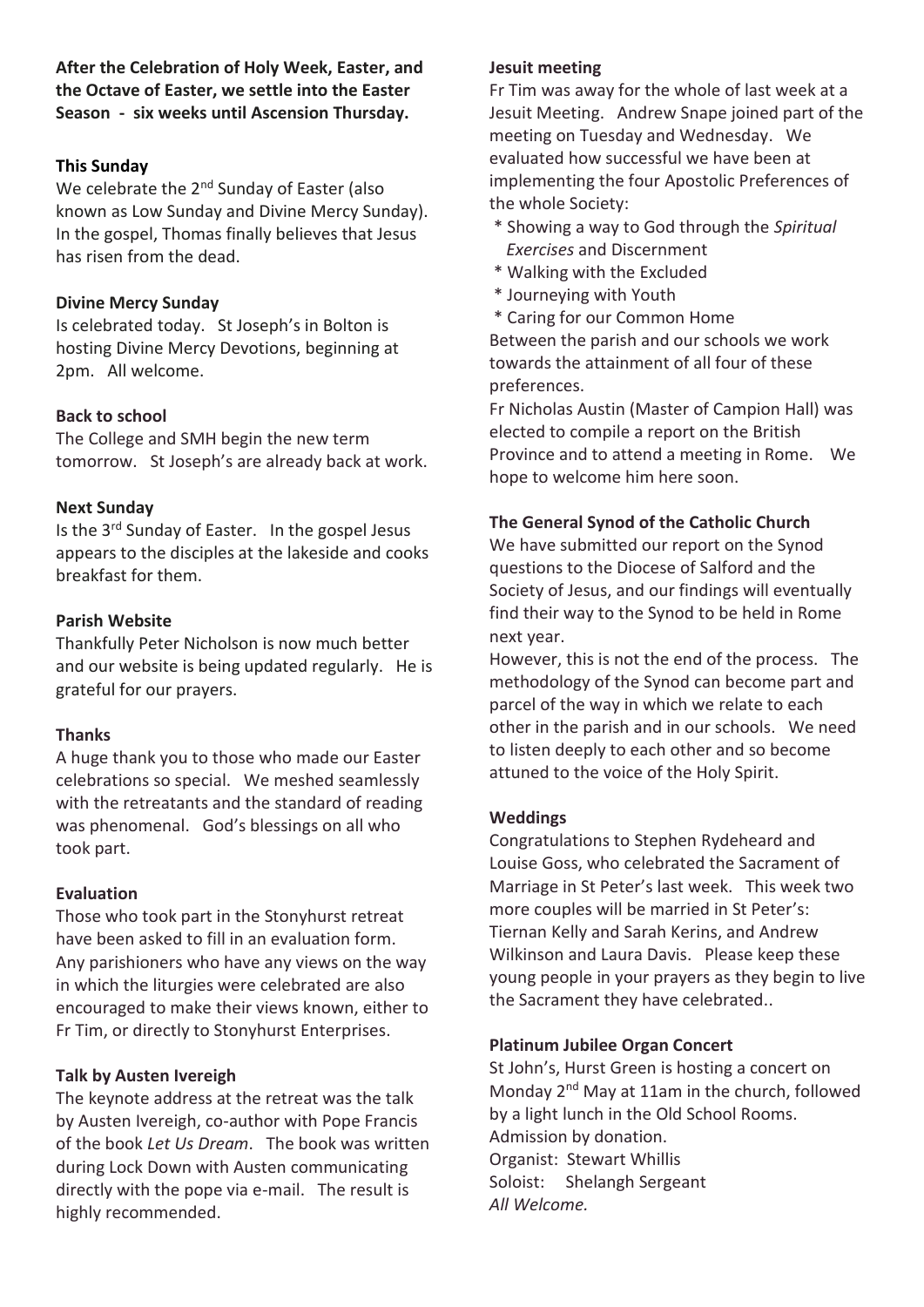**After the Celebration of Holy Week, Easter, and the Octave of Easter, we settle into the Easter Season - six weeks until Ascension Thursday.**

### This Sunday

We celebrate the 2nd Sunday of Easter (also known as Low Sunday and Divine Mercy Sunday). In the gospel, Thomas finally believes that Jesus has risen from the dead.

### Divine Mercy Sunday

Is celebrated today. St Joseph's in Bolton is hosting Divine Mercy Devotions, beginning at 2pm. All welcome.

### Back to school

The College and SMH begin the new term tomorrow. St Joseph's are already back at work.

### Next Sunday

Is the 3rd Sunday of Easter. In the gospel Jesus appears to the disciples at the lakeside and cooks breakfast for them.

### Parish Website

Thankfully Peter Nicholson is now much better and our website is being updated regularly. He is grateful for our prayers.

### Thanks

A huge thank you to those who made our Easter celebrations so special. We meshed seamlessly with the retreatants and the standard of reading was phenomenal. God's blessings on all who took part.

### Evaluation

Those who took part in the Stonyhurst retreat have been asked to fill in an evaluation form. Any parishioners who have any views on the way in which the liturgies were celebrated are also encouraged to make their views known, either to Fr Tim, or directly to Stonyhurst Enterprises.

### Talk by Austen Ivereigh

The keynote address at the retreat was the talk by Austen Ivereigh, co-author with Pope Francis of the book *Let Us Dream*. The book was written during Lock Down with Austen communicating directly with the pope via e-mail. The result is highly recommended.

### Jesuit meeting

Fr Tim was away for the whole of last week at a Jesuit Meeting. Andrew Snape joined part of the meeting on Tuesday and Wednesday. We evaluated how successful we have been at implementing the four Apostolic Preferences of the whole Society:

* Showing a way to God through the *Spiritual Exercises* and Discernment
* Walking with the Excluded
* Journeying with Youth
* Caring for our Common Home

Between the parish and our schools we work towards the attainment of all four of these preferences.

Fr Nicholas Austin (Master of Campion Hall) was elected to compile a report on the British Province and to attend a meeting in Rome. We hope to welcome him here soon.

### The General Synod of the Catholic Church

We have submitted our report on the Synod questions to the Diocese of Salford and the Society of Jesus, and our findings will eventually find their way to the Synod to be held in Rome next year.

However, this is not the end of the process. The methodology of the Synod can become part and parcel of the way in which we relate to each other in the parish and in our schools. We need to listen deeply to each other and so become attuned to the voice of the Holy Spirit.

### Weddings

Congratulations to Stephen Rydeheard and Louise Goss, who celebrated the Sacrament of Marriage in St Peter's last week. This week two more couples will be married in St Peter's: Tiernan Kelly and Sarah Kerins, and Andrew Wilkinson and Laura Davis. Please keep these young people in your prayers as they begin to live the Sacrament they have celebrated..

### Platinum Jubilee Organ Concert

St John's, Hurst Green is hosting a concert on Monday 2nd May at 11am in the church, followed by a light lunch in the Old School Rooms.
Admission by donation.
Organist: Stewart Whillis
Soloist: Shelangh Sergeant
*All Welcome.*